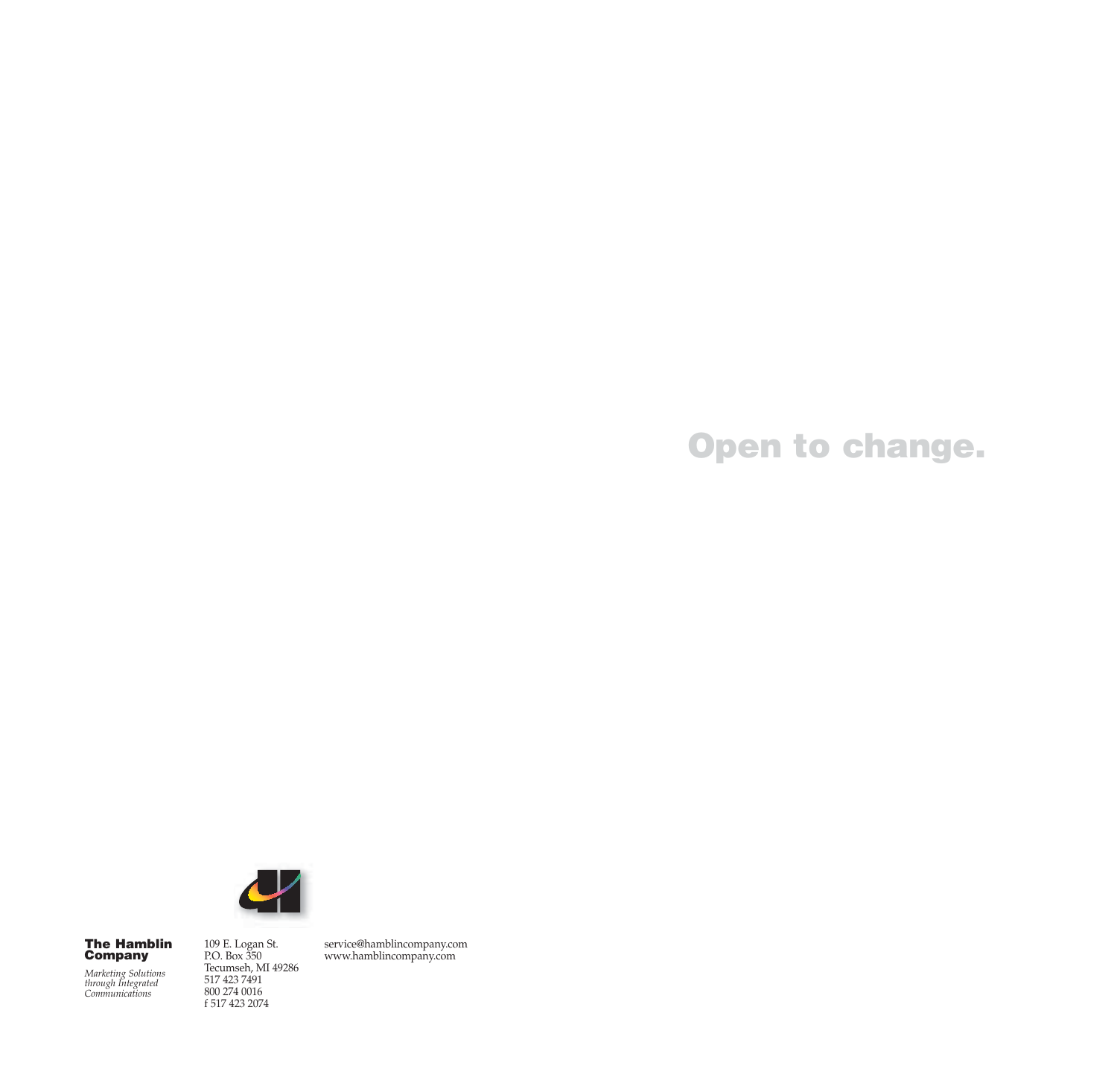# Open to change.

**The Hamblin Company**

*Marketing Solutions through Integrated Communications*

109 E. Logan St.
P.O. Box 350
Tecumseh, MI 49286
517 423 7491
800 274 0016
f 517 423 2074

service@hamblincompany.com
www.hamblincompany.com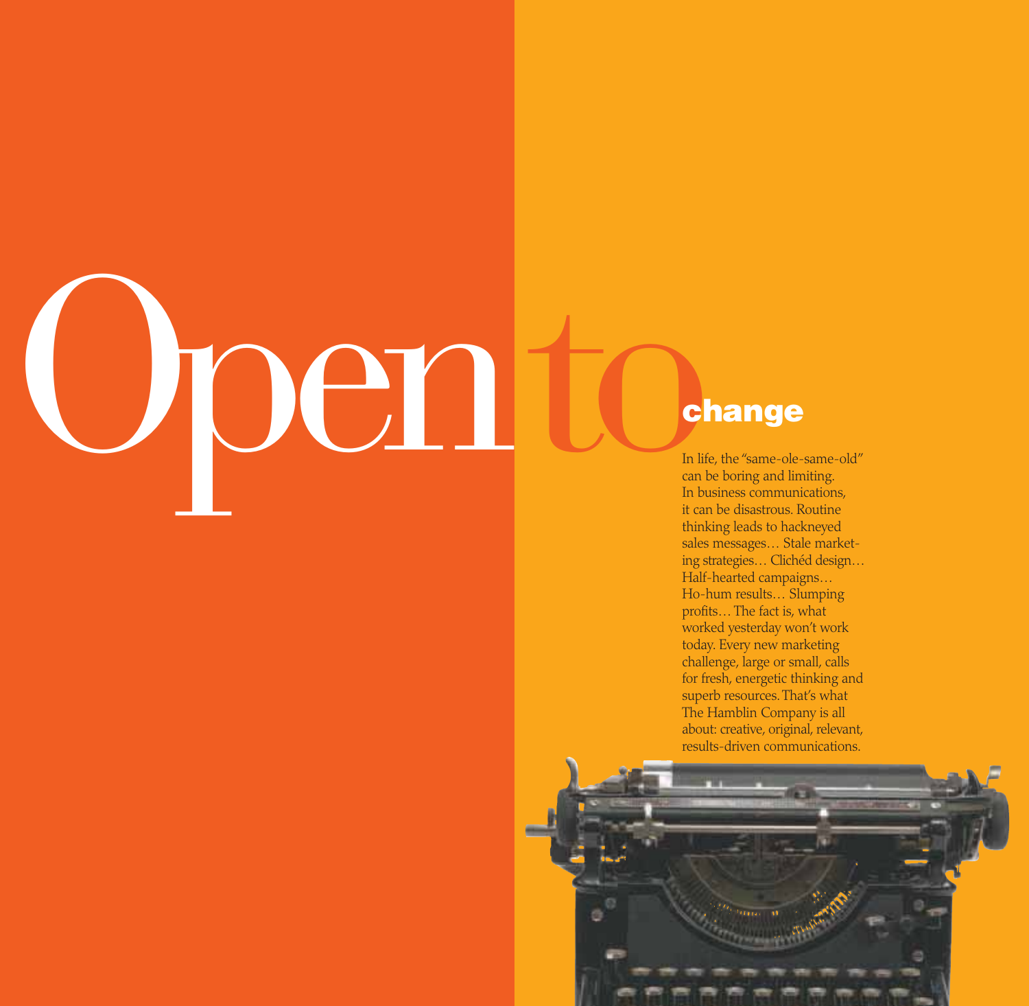# Open to change

In life, the "same-ole-same-old" can be boring and limiting. In business communications, it can be disastrous. Routine thinking leads to hackneyed sales messages… Stale marketing strategies… Clichéd design… Half-hearted campaigns… Ho-hum results… Slumping profits… The fact is, what worked yesterday won't work today. Every new marketing challenge, large or small, calls for fresh, energetic thinking and superb resources. That's what The Hamblin Company is all about: creative, original, relevant, results-driven communications.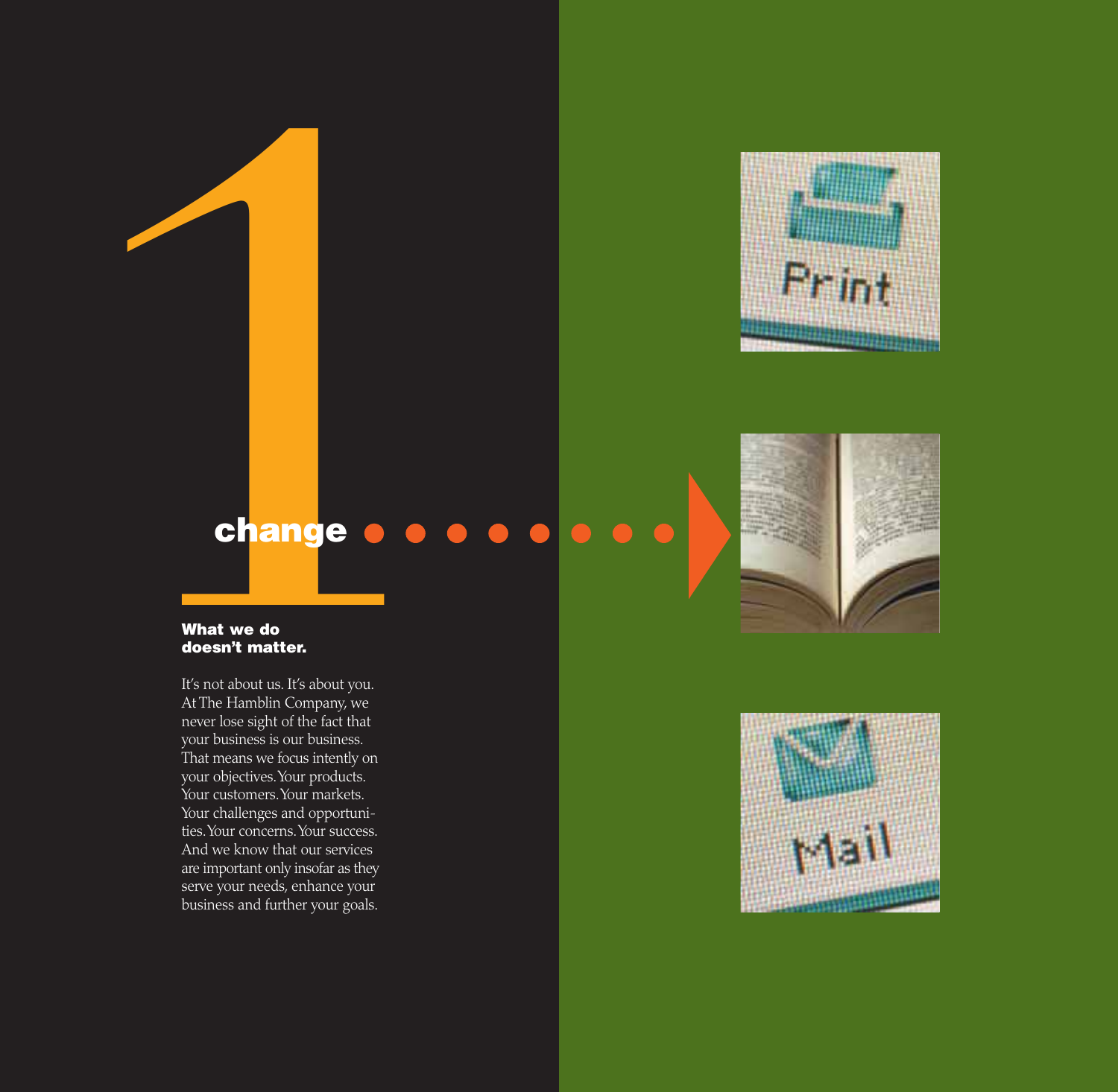# 1 change

**What we do doesn't matter.**

It's not about us. It's about you. At The Hamblin Company, we never lose sight of the fact that your business is our business. That means we focus intently on your objectives. Your products. Your customers. Your markets. Your challenges and opportunities. Your concerns. Your success. And we know that our services are important only insofar as they serve your needs, enhance your business and further your goals.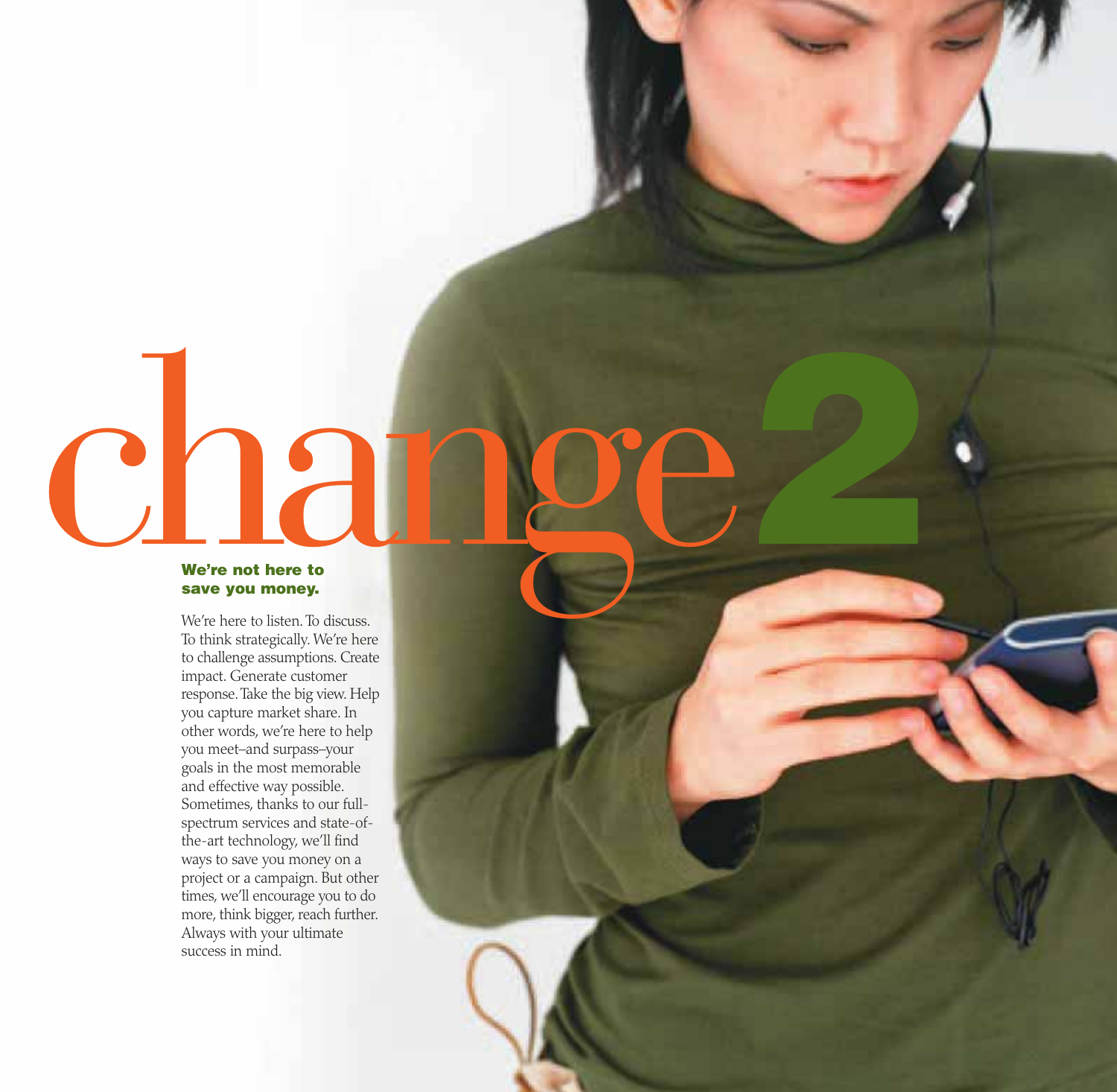# change2

**We're not here to save you money.**

We're here to listen. To discuss. To think strategically. We're here to challenge assumptions. Create impact. Generate customer response. Take the big view. Help you capture market share. In other words, we're here to help you meet–and surpass–your goals in the most memorable and effective way possible. Sometimes, thanks to our full-spectrum services and state-of-the-art technology, we'll find ways to save you money on a project or a campaign. But other times, we'll encourage you to do more, think bigger, reach further. Always with your ultimate success in mind.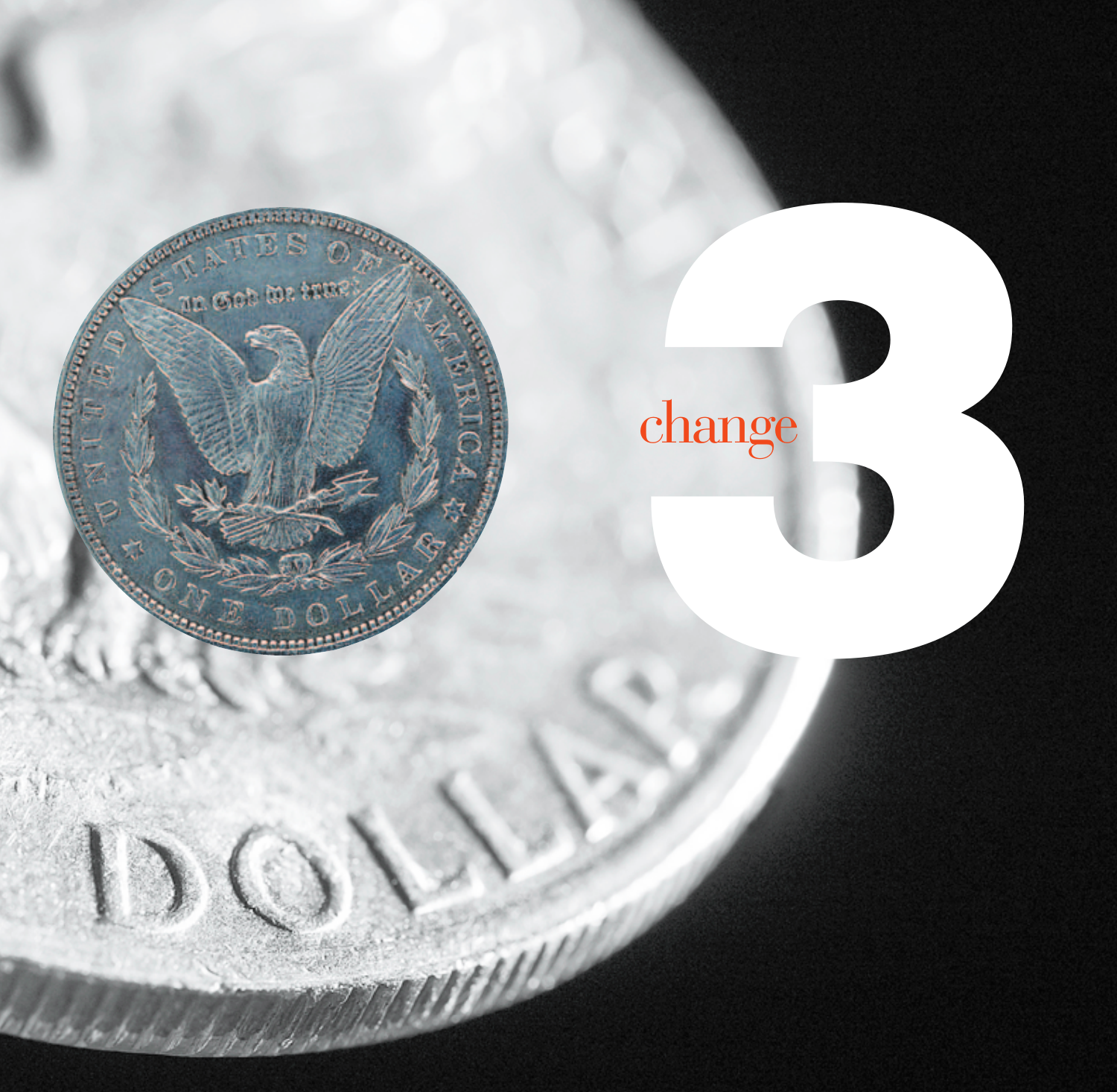change 3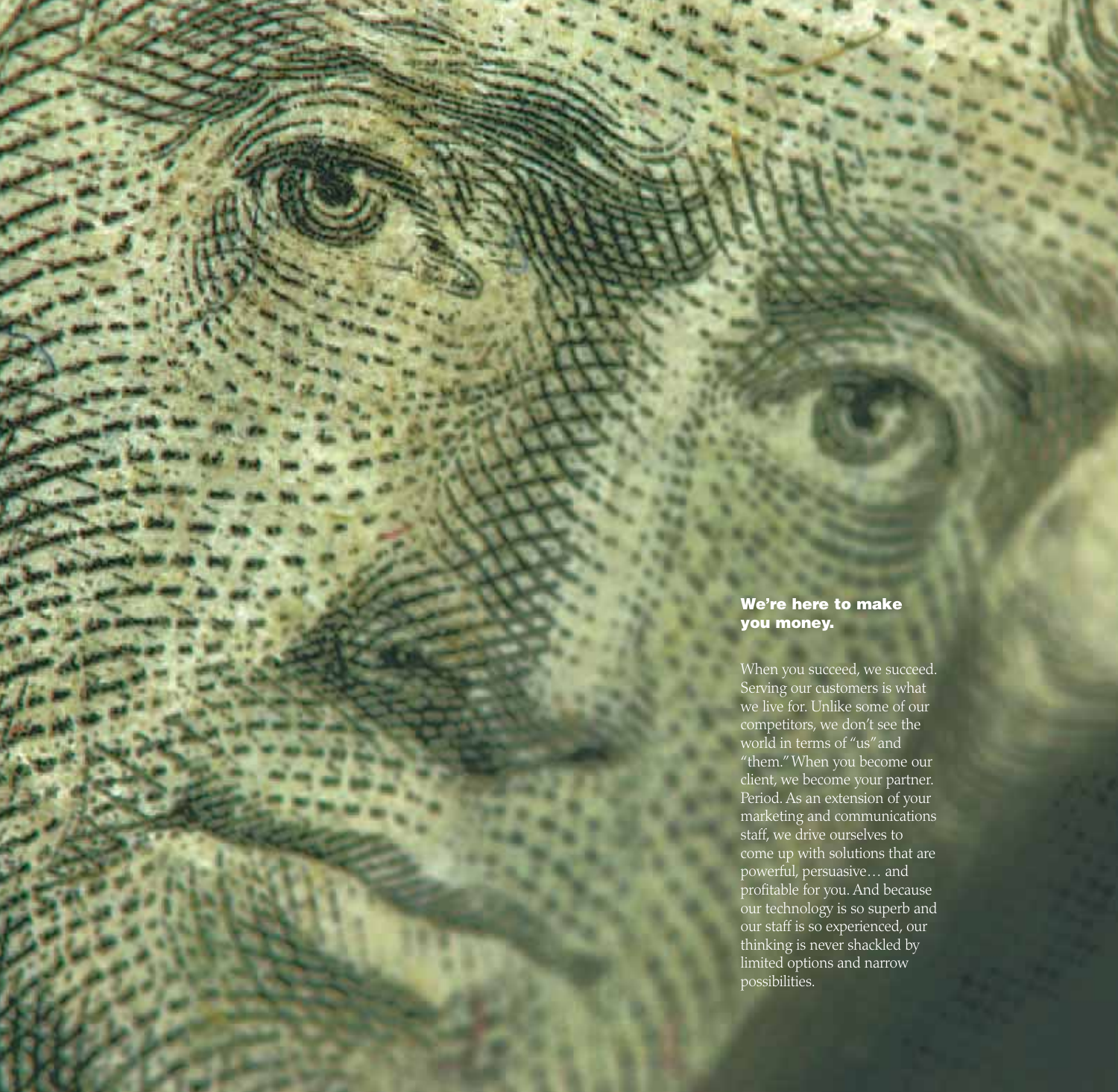**We're here to make you money.**

When you succeed, we succeed. Serving our customers is what we live for. Unlike some of our competitors, we don't see the world in terms of "us" and "them." When you become our client, we become your partner. Period. As an extension of your marketing and communications staff, we drive ourselves to come up with solutions that are powerful, persuasive… and profitable for you. And because our technology is so superb and our staff is so experienced, our thinking is never shackled by limited options and narrow possibilities.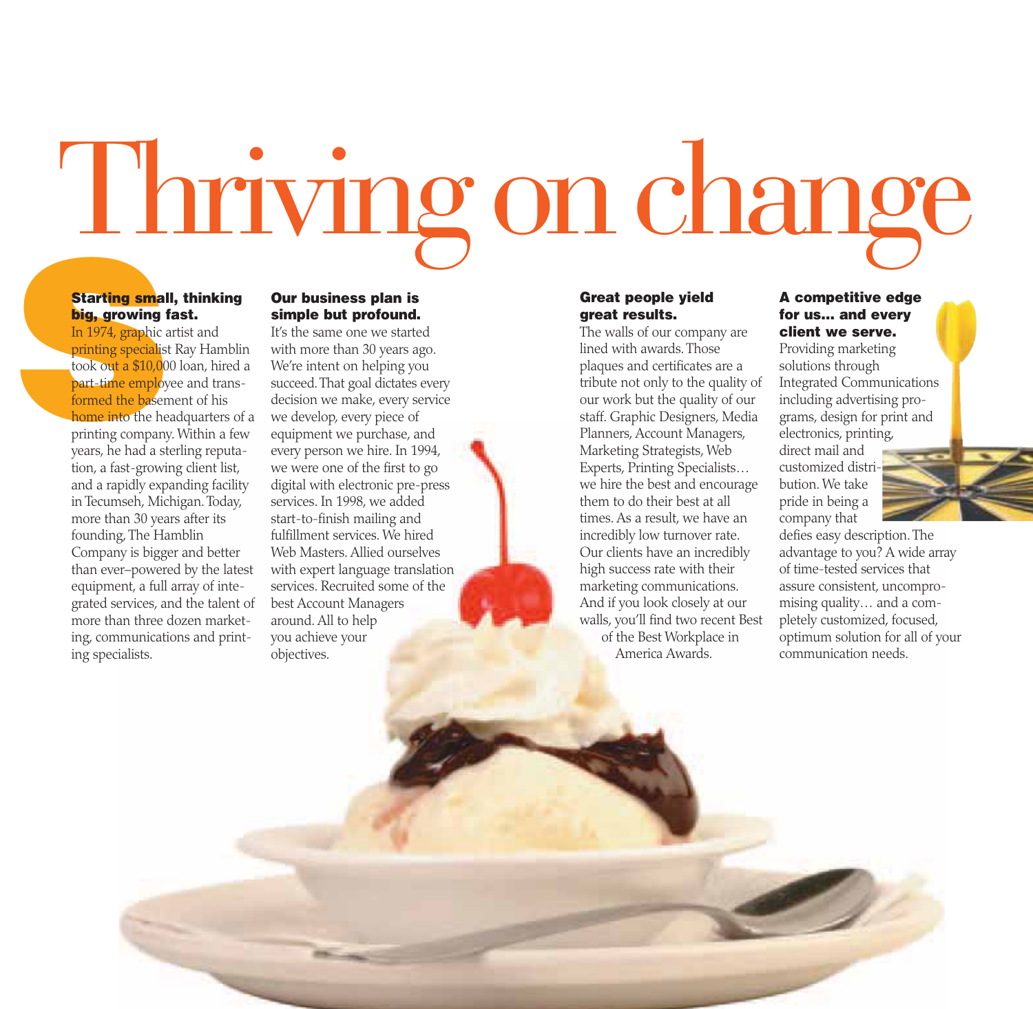# Thriving on change

### Starting small, thinking big, growing fast.

In 1974, graphic artist and printing specialist Ray Hamblin took out a $10,000 loan, hired a part-time employee and transformed the basement of his home into the headquarters of a printing company. Within a few years, he had a sterling reputation, a fast-growing client list, and a rapidly expanding facility in Tecumseh, Michigan. Today, more than 30 years after its founding, The Hamblin Company is bigger and better than ever–powered by the latest equipment, a full array of integrated services, and the talent of more than three dozen marketing, communications and printing specialists.

### Our business plan is simple but profound.

It's the same one we started with more than 30 years ago. We're intent on helping you succeed. That goal dictates every decision we make, every service we develop, every piece of equipment we purchase, and every person we hire. In 1994, we were one of the first to go digital with electronic pre-press services. In 1998, we added start-to-finish mailing and fulfillment services. We hired Web Masters. Allied ourselves with expert language translation services. Recruited some of the best Account Managers around. All to help you achieve your objectives.

### Great people yield great results.

The walls of our company are lined with awards. Those plaques and certificates are a tribute not only to the quality of our work but the quality of our staff. Graphic Designers, Media Planners, Account Managers, Marketing Strategists, Web Experts, Printing Specialists… we hire the best and encourage them to do their best at all times. As a result, we have an incredibly low turnover rate. Our clients have an incredibly high success rate with their marketing communications. And if you look closely at our walls, you'll find two recent Best of the Best Workplace in America Awards.

### A competitive edge for us... and every client we serve.

Providing marketing solutions through Integrated Communications including advertising programs, design for print and electronics, printing, direct mail and customized distribution. We take pride in being a company that defies easy description. The advantage to you? A wide array of time-tested services that assure consistent, uncompromising quality… and a completely customized, focused, optimum solution for all of your communication needs.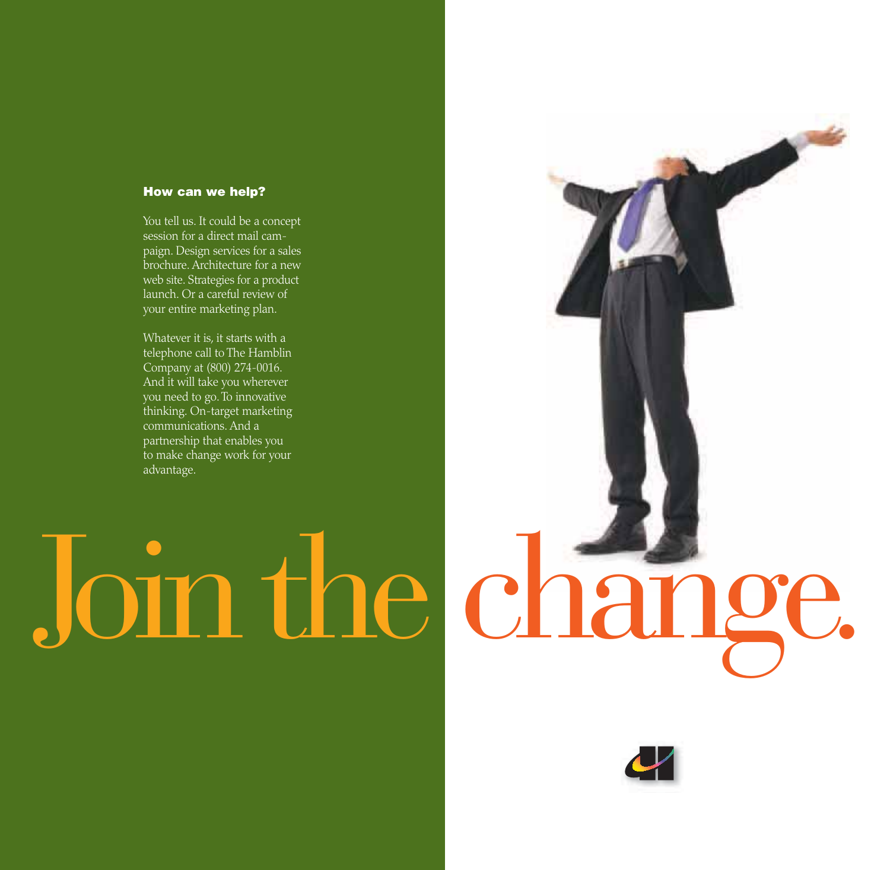**How can we help?**

You tell us. It could be a concept session for a direct mail campaign. Design services for a sales brochure. Architecture for a new web site. Strategies for a product launch. Or a careful review of your entire marketing plan.

Whatever it is, it starts with a telephone call to The Hamblin Company at (800) 274-0016. And it will take you wherever you need to go. To innovative thinking. On-target marketing communications. And a partnership that enables you to make change work for your advantage.

# Join the change.